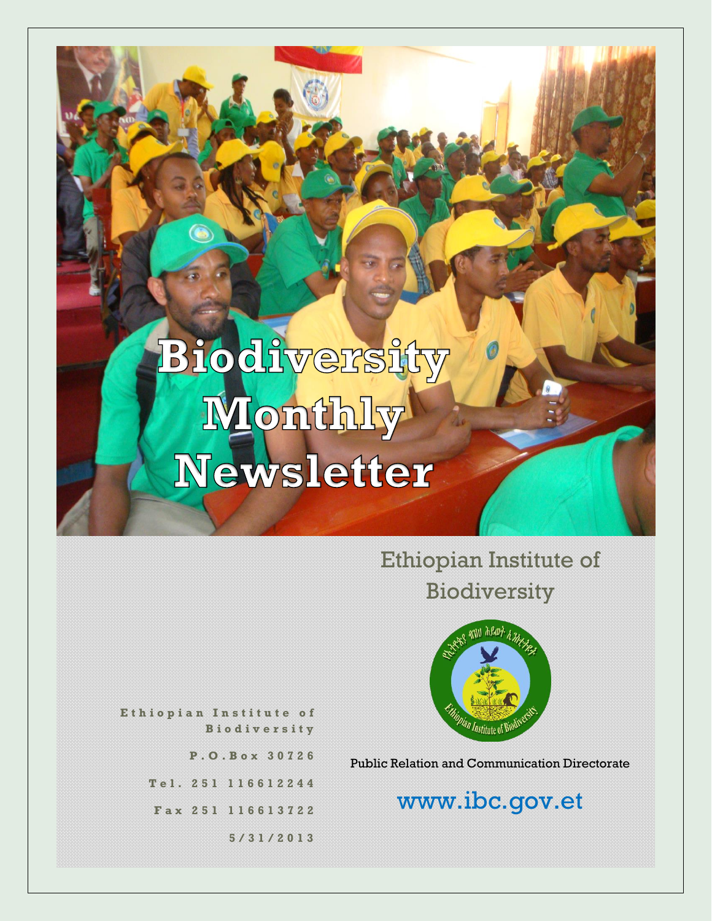# Biodiversity Monthly Newsletter

Ethiopian Institute of Biodiversity

Public Relation and Communication Directorate

www.ibc.gov.et

Ethiopian Institute of Biodiversity

P.O.Box 30726

Tel. 251 116612244

Fax 251 116613722

5/31/2013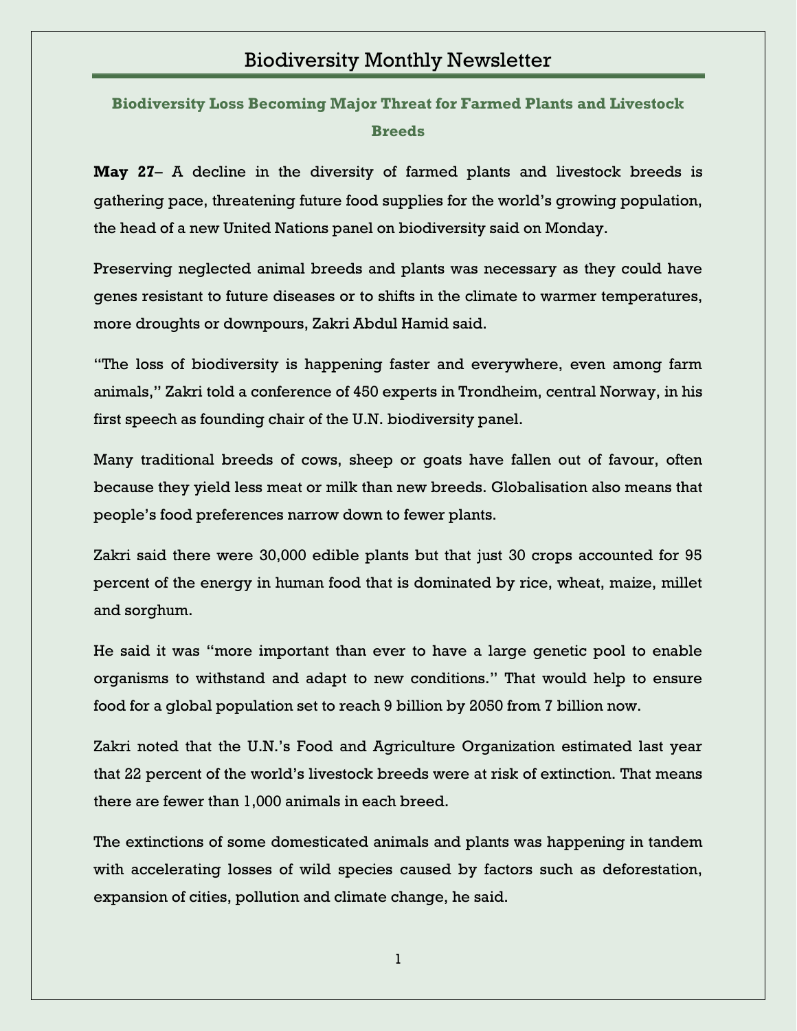# Biodiversity Monthly Newsletter

## Biodiversity Loss Becoming Major Threat for Farmed Plants and Livestock Breeds

**May 27**– A decline in the diversity of farmed plants and livestock breeds is gathering pace, threatening future food supplies for the world's growing population, the head of a new United Nations panel on biodiversity said on Monday.

Preserving neglected animal breeds and plants was necessary as they could have genes resistant to future diseases or to shifts in the climate to warmer temperatures, more droughts or downpours, Zakri Abdul Hamid said.

"The loss of biodiversity is happening faster and everywhere, even among farm animals," Zakri told a conference of 450 experts in Trondheim, central Norway, in his first speech as founding chair of the U.N. biodiversity panel.

Many traditional breeds of cows, sheep or goats have fallen out of favour, often because they yield less meat or milk than new breeds. Globalisation also means that people's food preferences narrow down to fewer plants.

Zakri said there were 30,000 edible plants but that just 30 crops accounted for 95 percent of the energy in human food that is dominated by rice, wheat, maize, millet and sorghum.

He said it was "more important than ever to have a large genetic pool to enable organisms to withstand and adapt to new conditions." That would help to ensure food for a global population set to reach 9 billion by 2050 from 7 billion now.

Zakri noted that the U.N.'s Food and Agriculture Organization estimated last year that 22 percent of the world's livestock breeds were at risk of extinction. That means there are fewer than 1,000 animals in each breed.

The extinctions of some domesticated animals and plants was happening in tandem with accelerating losses of wild species caused by factors such as deforestation, expansion of cities, pollution and climate change, he said.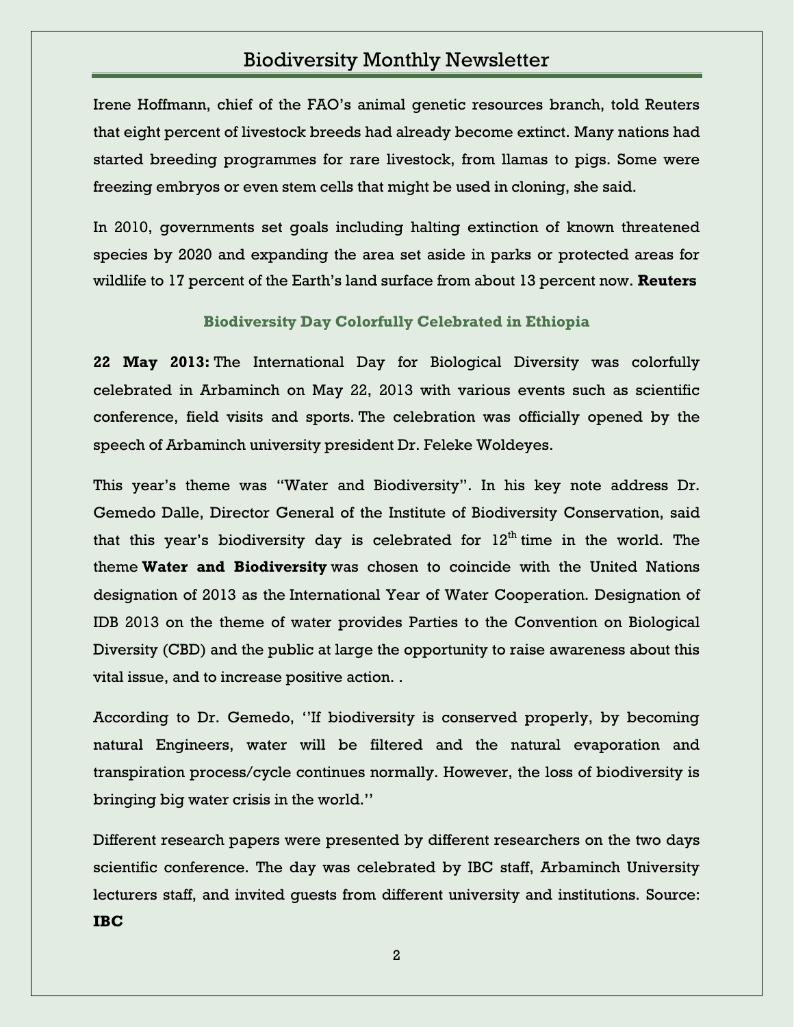Irene Hoffmann, chief of the FAO's animal genetic resources branch, told Reuters that eight percent of livestock breeds had already become extinct. Many nations had started breeding programmes for rare livestock, from llamas to pigs. Some were freezing embryos or even stem cells that might be used in cloning, she said.

In 2010, governments set goals including halting extinction of known threatened species by 2020 and expanding the area set aside in parks or protected areas for wildlife to 17 percent of the Earth's land surface from about 13 percent now. **Reuters**

### Biodiversity Day Colorfully Celebrated in Ethiopia

**22 May 2013:** The International Day for Biological Diversity was colorfully celebrated in Arbaminch on May 22, 2013 with various events such as scientific conference, field visits and sports. The celebration was officially opened by the speech of Arbaminch university president Dr. Feleke Woldeyes.

This year's theme was "Water and Biodiversity". In his key note address Dr. Gemedo Dalle, Director General of the Institute of Biodiversity Conservation, said that this year's biodiversity day is celebrated for 12th time in the world. The theme **Water and Biodiversity** was chosen to coincide with the United Nations designation of 2013 as the International Year of Water Cooperation. Designation of IDB 2013 on the theme of water provides Parties to the Convention on Biological Diversity (CBD) and the public at large the opportunity to raise awareness about this vital issue, and to increase positive action. .

According to Dr. Gemedo, ''If biodiversity is conserved properly, by becoming natural Engineers, water will be filtered and the natural evaporation and transpiration process/cycle continues normally. However, the loss of biodiversity is bringing big water crisis in the world.''

Different research papers were presented by different researchers on the two days scientific conference. The day was celebrated by IBC staff, Arbaminch University lecturers staff, and invited guests from different university and institutions. Source: **IBC**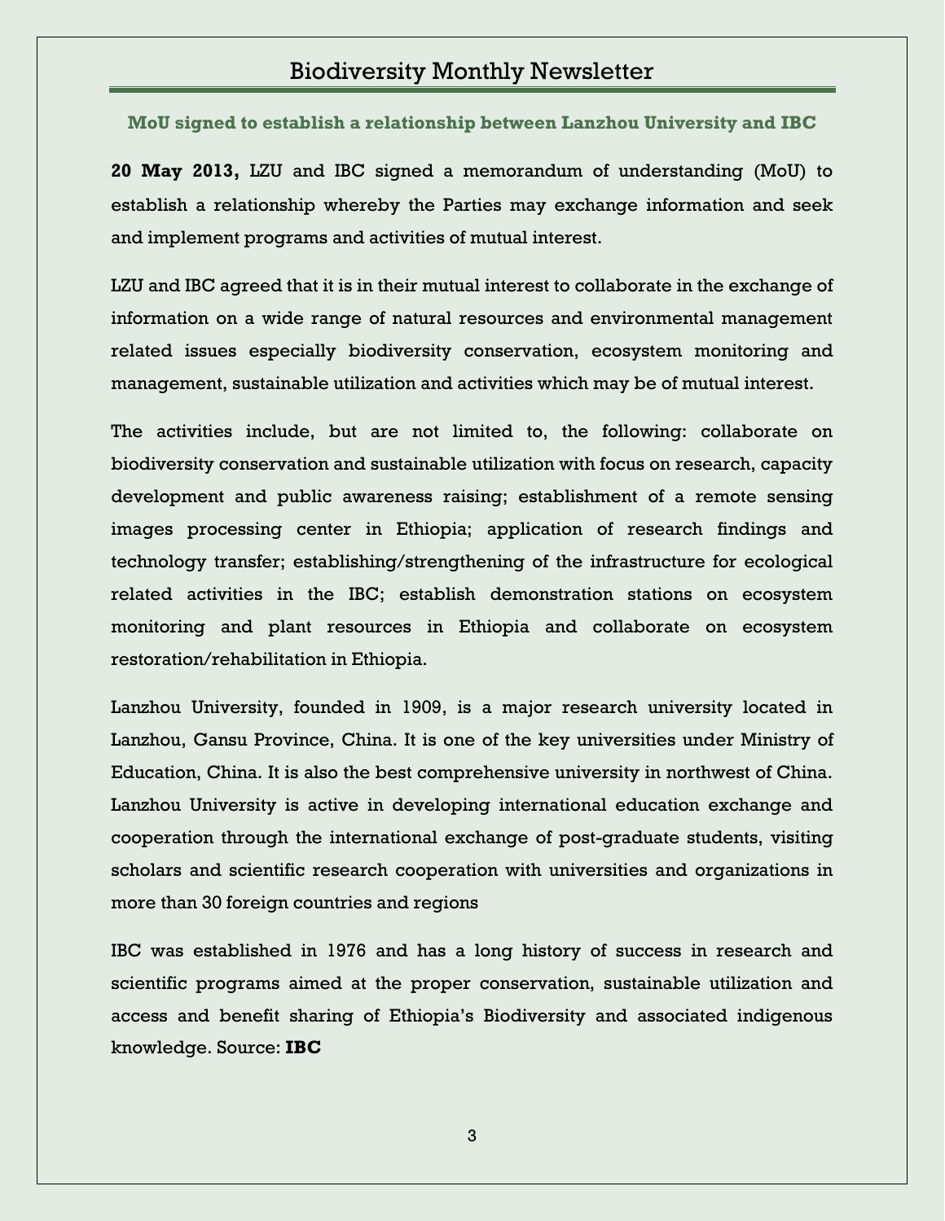## MoU signed to establish a relationship between Lanzhou University and IBC

**20 May 2013,** LZU and IBC signed a memorandum of understanding (MoU) to establish a relationship whereby the Parties may exchange information and seek and implement programs and activities of mutual interest.

LZU and IBC agreed that it is in their mutual interest to collaborate in the exchange of information on a wide range of natural resources and environmental management related issues especially biodiversity conservation, ecosystem monitoring and management, sustainable utilization and activities which may be of mutual interest.

The activities include, but are not limited to, the following: collaborate on biodiversity conservation and sustainable utilization with focus on research, capacity development and public awareness raising; establishment of a remote sensing images processing center in Ethiopia; application of research findings and technology transfer; establishing/strengthening of the infrastructure for ecological related activities in the IBC; establish demonstration stations on ecosystem monitoring and plant resources in Ethiopia and collaborate on ecosystem restoration/rehabilitation in Ethiopia.

Lanzhou University, founded in 1909, is a major research university located in Lanzhou, Gansu Province, China. It is one of the key universities under Ministry of Education, China. It is also the best comprehensive university in northwest of China. Lanzhou University is active in developing international education exchange and cooperation through the international exchange of post-graduate students, visiting scholars and scientific research cooperation with universities and organizations in more than 30 foreign countries and regions

IBC was established in 1976 and has a long history of success in research and scientific programs aimed at the proper conservation, sustainable utilization and access and benefit sharing of Ethiopia's Biodiversity and associated indigenous knowledge. Source: **IBC**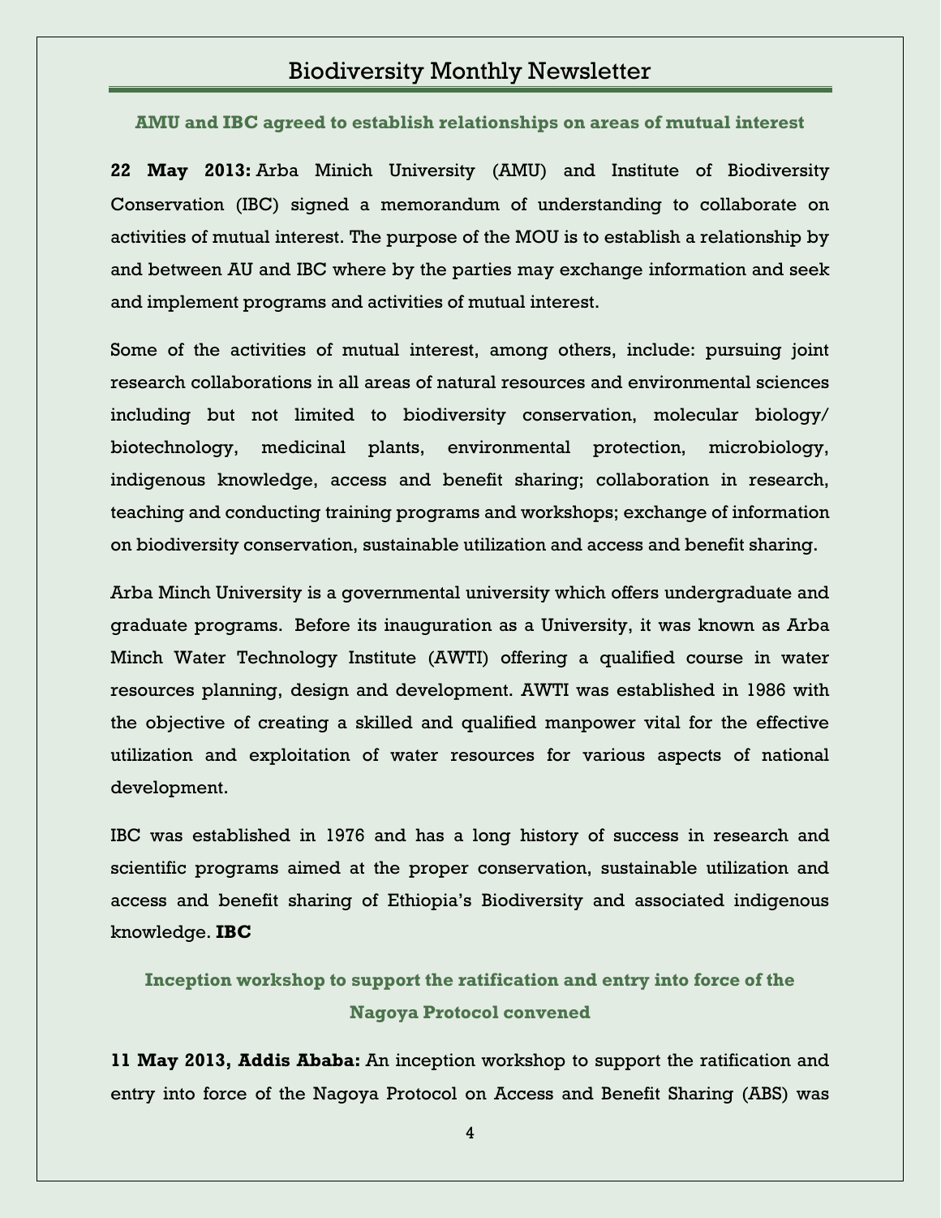## AMU and IBC agreed to establish relationships on areas of mutual interest

**22 May 2013:** Arba Minich University (AMU) and Institute of Biodiversity Conservation (IBC) signed a memorandum of understanding to collaborate on activities of mutual interest. The purpose of the MOU is to establish a relationship by and between AU and IBC where by the parties may exchange information and seek and implement programs and activities of mutual interest.

Some of the activities of mutual interest, among others, include: pursuing joint research collaborations in all areas of natural resources and environmental sciences including but not limited to biodiversity conservation, molecular biology/ biotechnology, medicinal plants, environmental protection, microbiology, indigenous knowledge, access and benefit sharing; collaboration in research, teaching and conducting training programs and workshops; exchange of information on biodiversity conservation, sustainable utilization and access and benefit sharing.

Arba Minch University is a governmental university which offers undergraduate and graduate programs. Before its inauguration as a University, it was known as Arba Minch Water Technology Institute (AWTI) offering a qualified course in water resources planning, design and development. AWTI was established in 1986 with the objective of creating a skilled and qualified manpower vital for the effective utilization and exploitation of water resources for various aspects of national development.

IBC was established in 1976 and has a long history of success in research and scientific programs aimed at the proper conservation, sustainable utilization and access and benefit sharing of Ethiopia's Biodiversity and associated indigenous knowledge. **IBC**

## Inception workshop to support the ratification and entry into force of the Nagoya Protocol convened

**11 May 2013, Addis Ababa:** An inception workshop to support the ratification and entry into force of the Nagoya Protocol on Access and Benefit Sharing (ABS) was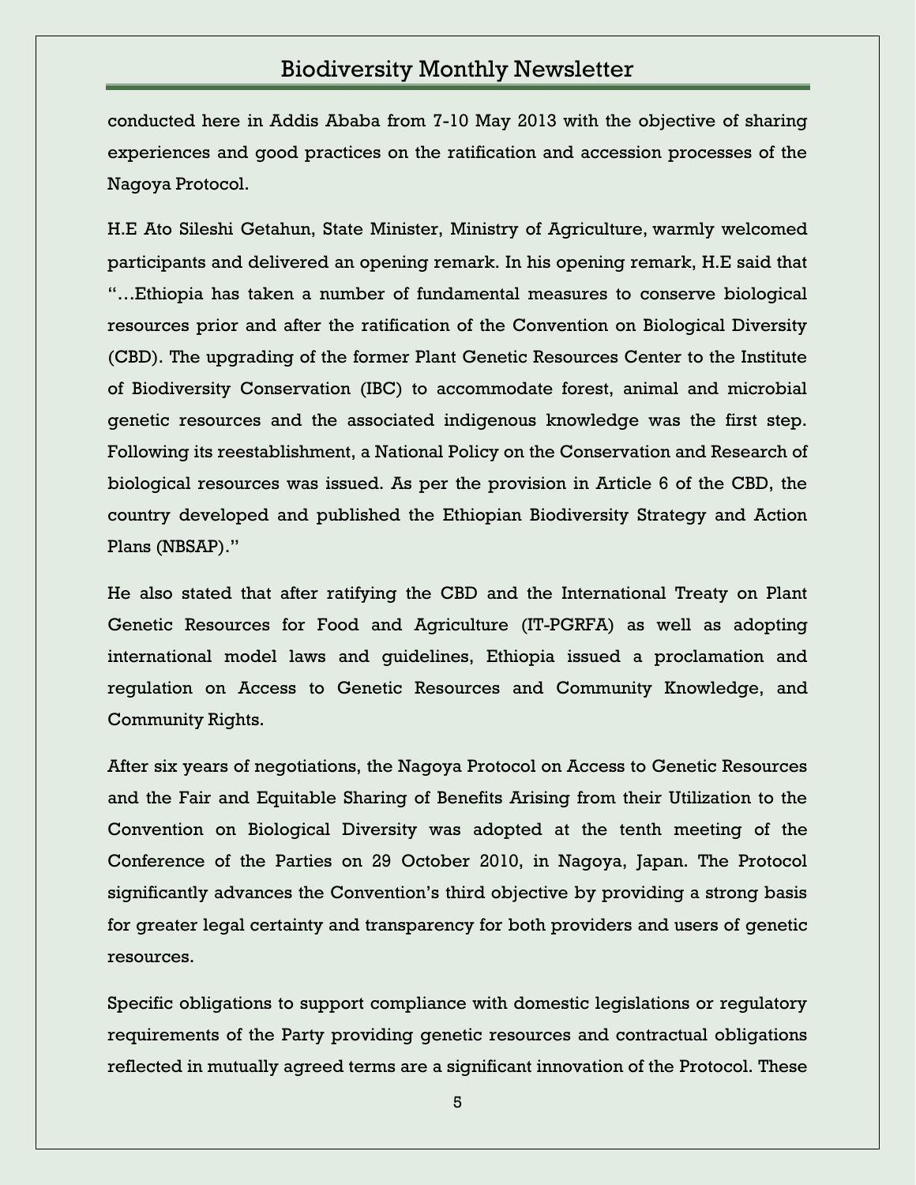conducted here in Addis Ababa from 7-10 May 2013 with the objective of sharing experiences and good practices on the ratification and accession processes of the Nagoya Protocol.

H.E Ato Sileshi Getahun, State Minister, Ministry of Agriculture, warmly welcomed participants and delivered an opening remark. In his opening remark, H.E said that "…Ethiopia has taken a number of fundamental measures to conserve biological resources prior and after the ratification of the Convention on Biological Diversity (CBD). The upgrading of the former Plant Genetic Resources Center to the Institute of Biodiversity Conservation (IBC) to accommodate forest, animal and microbial genetic resources and the associated indigenous knowledge was the first step. Following its reestablishment, a National Policy on the Conservation and Research of biological resources was issued. As per the provision in Article 6 of the CBD, the country developed and published the Ethiopian Biodiversity Strategy and Action Plans (NBSAP)."

He also stated that after ratifying the CBD and the International Treaty on Plant Genetic Resources for Food and Agriculture (IT-PGRFA) as well as adopting international model laws and guidelines, Ethiopia issued a proclamation and regulation on Access to Genetic Resources and Community Knowledge, and Community Rights.

After six years of negotiations, the Nagoya Protocol on Access to Genetic Resources and the Fair and Equitable Sharing of Benefits Arising from their Utilization to the Convention on Biological Diversity was adopted at the tenth meeting of the Conference of the Parties on 29 October 2010, in Nagoya, Japan. The Protocol significantly advances the Convention's third objective by providing a strong basis for greater legal certainty and transparency for both providers and users of genetic resources.

Specific obligations to support compliance with domestic legislations or regulatory requirements of the Party providing genetic resources and contractual obligations reflected in mutually agreed terms are a significant innovation of the Protocol. These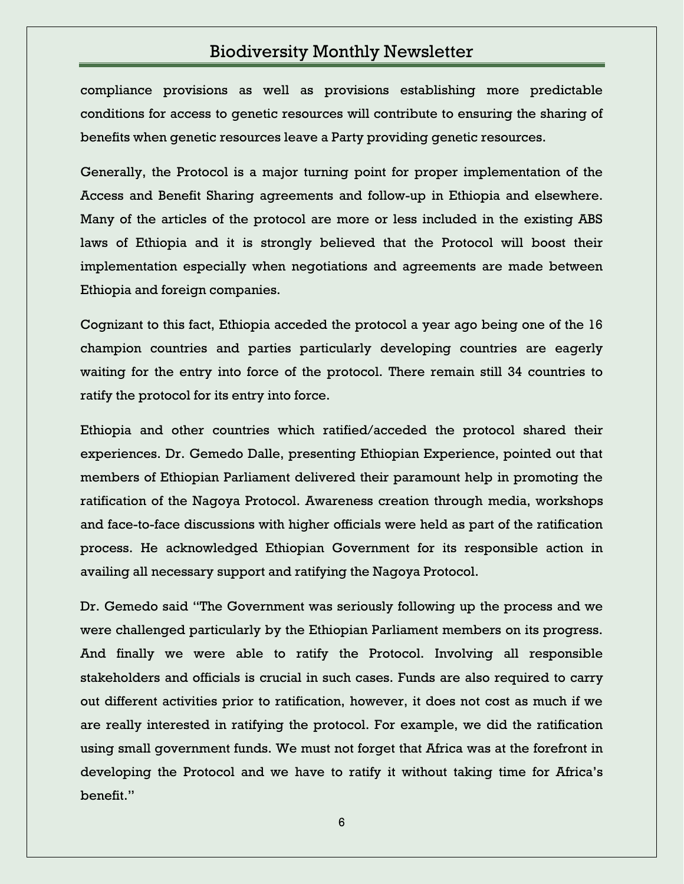compliance provisions as well as provisions establishing more predictable conditions for access to genetic resources will contribute to ensuring the sharing of benefits when genetic resources leave a Party providing genetic resources.

Generally, the Protocol is a major turning point for proper implementation of the Access and Benefit Sharing agreements and follow-up in Ethiopia and elsewhere. Many of the articles of the protocol are more or less included in the existing ABS laws of Ethiopia and it is strongly believed that the Protocol will boost their implementation especially when negotiations and agreements are made between Ethiopia and foreign companies.

Cognizant to this fact, Ethiopia acceded the protocol a year ago being one of the 16 champion countries and parties particularly developing countries are eagerly waiting for the entry into force of the protocol. There remain still 34 countries to ratify the protocol for its entry into force.

Ethiopia and other countries which ratified/acceded the protocol shared their experiences. Dr. Gemedo Dalle, presenting Ethiopian Experience, pointed out that members of Ethiopian Parliament delivered their paramount help in promoting the ratification of the Nagoya Protocol. Awareness creation through media, workshops and face-to-face discussions with higher officials were held as part of the ratification process. He acknowledged Ethiopian Government for its responsible action in availing all necessary support and ratifying the Nagoya Protocol.

Dr. Gemedo said "The Government was seriously following up the process and we were challenged particularly by the Ethiopian Parliament members on its progress. And finally we were able to ratify the Protocol. Involving all responsible stakeholders and officials is crucial in such cases. Funds are also required to carry out different activities prior to ratification, however, it does not cost as much if we are really interested in ratifying the protocol. For example, we did the ratification using small government funds. We must not forget that Africa was at the forefront in developing the Protocol and we have to ratify it without taking time for Africa's benefit."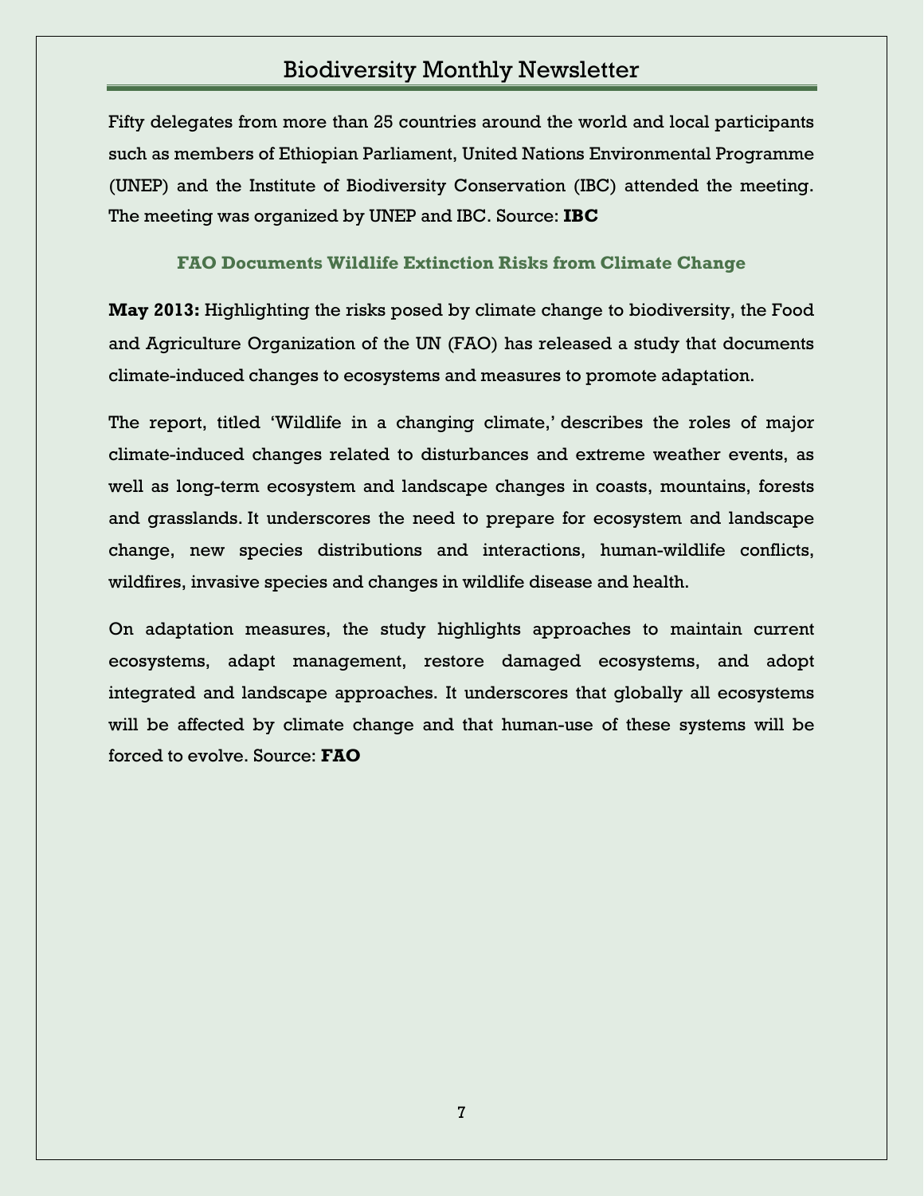Fifty delegates from more than 25 countries around the world and local participants such as members of Ethiopian Parliament, United Nations Environmental Programme (UNEP) and the Institute of Biodiversity Conservation (IBC) attended the meeting. The meeting was organized by UNEP and IBC. Source: **IBC**

### FAO Documents Wildlife Extinction Risks from Climate Change

**May 2013:** Highlighting the risks posed by climate change to biodiversity, the Food and Agriculture Organization of the UN (FAO) has released a study that documents climate-induced changes to ecosystems and measures to promote adaptation.

The report, titled 'Wildlife in a changing climate,' describes the roles of major climate-induced changes related to disturbances and extreme weather events, as well as long-term ecosystem and landscape changes in coasts, mountains, forests and grasslands. It underscores the need to prepare for ecosystem and landscape change, new species distributions and interactions, human-wildlife conflicts, wildfires, invasive species and changes in wildlife disease and health.

On adaptation measures, the study highlights approaches to maintain current ecosystems, adapt management, restore damaged ecosystems, and adopt integrated and landscape approaches. It underscores that globally all ecosystems will be affected by climate change and that human-use of these systems will be forced to evolve. Source: **FAO**